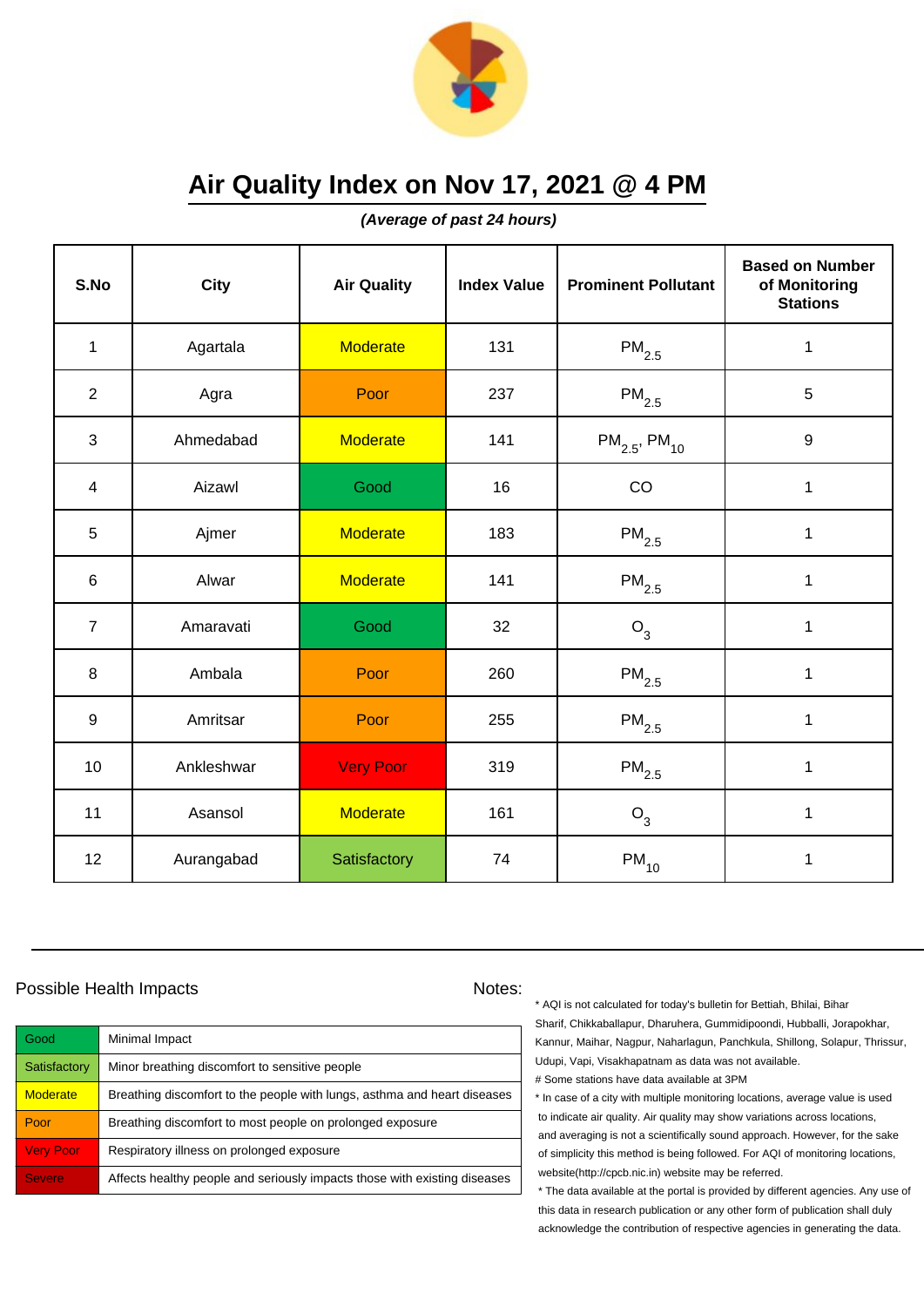# Air Quality Index on Nov 17, 2021 @ 4 PM

***(Average of past 24 hours)***

| S.No | City | Air Quality | Index Value | Prominent Pollutant | Based on Number of Monitoring Stations |
|---|---|---|---|---|---|
| 1 | Agartala | Moderate | 131 | $PM_{2.5}$ | 1 |
| 2 | Agra | Poor | 237 | $PM_{2.5}$ | 5 |
| 3 | Ahmedabad | Moderate | 141 | $PM_{2.5}$, $PM_{10}$ | 9 |
| 4 | Aizawl | Good | 16 | CO | 1 |
| 5 | Ajmer | Moderate | 183 | $PM_{2.5}$ | 1 |
| 6 | Alwar | Moderate | 141 | $PM_{2.5}$ | 1 |
| 7 | Amaravati | Good | 32 | $O_3$ | 1 |
| 8 | Ambala | Poor | 260 | $PM_{2.5}$ | 1 |
| 9 | Amritsar | Poor | 255 | $PM_{2.5}$ | 1 |
| 10 | Ankleshwar | Very Poor | 319 | $PM_{2.5}$ | 1 |
| 11 | Asansol | Moderate | 161 | $O_3$ | 1 |
| 12 | Aurangabad | Satisfactory | 74 | $PM_{10}$ | 1 |

Possible Health Impacts

| | |
|---|---|
| Good | Minimal Impact |
| Satisfactory | Minor breathing discomfort to sensitive people |
| Moderate | Breathing discomfort to the people with lungs, asthma and heart diseases |
| Poor | Breathing discomfort to most people on prolonged exposure |
| Very Poor | Respiratory illness on prolonged exposure |
| Severe | Affects healthy people and seriously impacts those with existing diseases |

Notes:

* AQI is not calculated for today's bulletin for Bettiah, Bhilai, Bihar Sharif, Chikkaballapur, Dharuhera, Gummidipoondi, Hubballi, Jorapokhar, Kannur, Maihar, Nagpur, Naharlagun, Panchkula, Shillong, Solapur, Thrissur, Udupi, Vapi, Visakhapatnam as data was not available.

# Some stations have data available at 3PM

* In case of a city with multiple monitoring locations, average value is used to indicate air quality. Air quality may show variations across locations, and averaging is not a scientifically sound approach. However, for the sake of simplicity this method is being followed. For AQI of monitoring locations, website(http://cpcb.nic.in) website may be referred.

* The data available at the portal is provided by different agencies. Any use of this data in research publication or any other form of publication shall duly acknowledge the contribution of respective agencies in generating the data.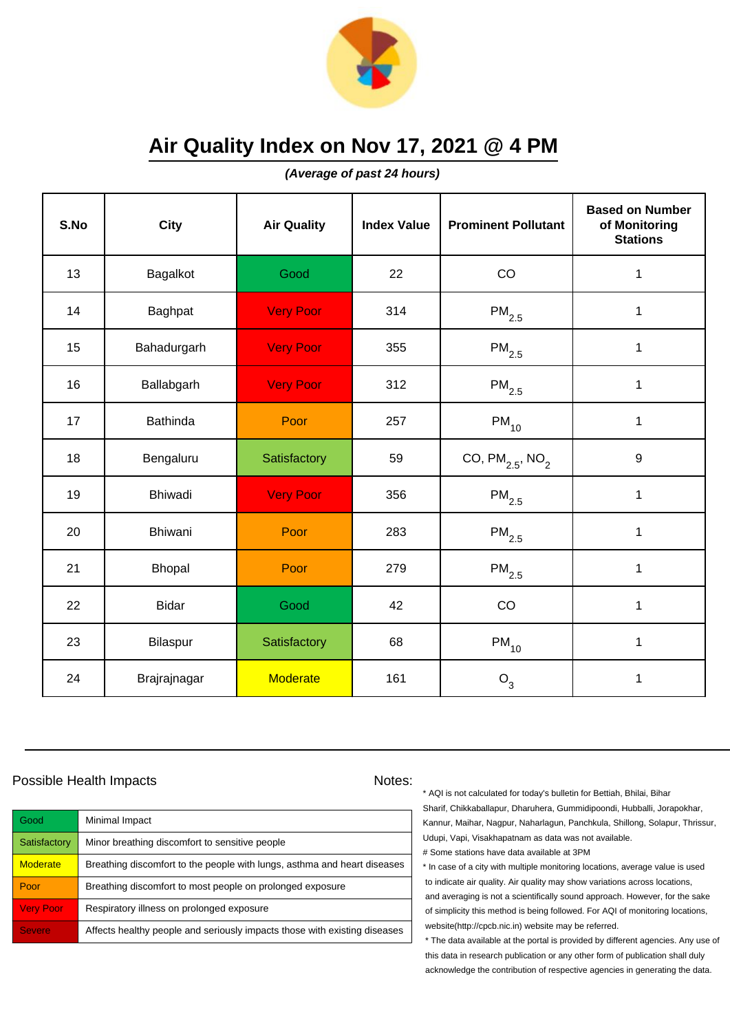# Air Quality Index on Nov 17, 2021 @ 4 PM

***(Average of past 24 hours)***

| S.No | City | Air Quality | Index Value | Prominent Pollutant | Based on Number of Monitoring Stations |
|---|---|---|---|---|---|
| 13 | Bagalkot | Good | 22 | CO | 1 |
| 14 | Baghpat | Very Poor | 314 | $PM_{2.5}$ | 1 |
| 15 | Bahadurgarh | Very Poor | 355 | $PM_{2.5}$ | 1 |
| 16 | Ballabgarh | Very Poor | 312 | $PM_{2.5}$ | 1 |
| 17 | Bathinda | Poor | 257 | $PM_{10}$ | 1 |
| 18 | Bengaluru | Satisfactory | 59 | CO, $PM_{2.5}$, $NO_2$ | 9 |
| 19 | Bhiwadi | Very Poor | 356 | $PM_{2.5}$ | 1 |
| 20 | Bhiwani | Poor | 283 | $PM_{2.5}$ | 1 |
| 21 | Bhopal | Poor | 279 | $PM_{2.5}$ | 1 |
| 22 | Bidar | Good | 42 | CO | 1 |
| 23 | Bilaspur | Satisfactory | 68 | $PM_{10}$ | 1 |
| 24 | Brajrajnagar | Moderate | 161 | $O_3$ | 1 |

## Possible Health Impacts

| | |
|---|---|
| Good | Minimal Impact |
| Satisfactory | Minor breathing discomfort to sensitive people |
| Moderate | Breathing discomfort to the people with lungs, asthma and heart diseases |
| Poor | Breathing discomfort to most people on prolonged exposure |
| Very Poor | Respiratory illness on prolonged exposure |
| Severe | Affects healthy people and seriously impacts those with existing diseases |

## Notes:

* AQI is not calculated for today's bulletin for Bettiah, Bhilai, Bihar Sharif, Chikkaballapur, Dharuhera, Gummidipoondi, Hubballi, Jorapokhar, Kannur, Maihar, Nagpur, Naharlagun, Panchkula, Shillong, Solapur, Thrissur, Udupi, Vapi, Visakhapatnam as data was not available.

# Some stations have data available at 3PM

* In case of a city with multiple monitoring locations, average value is used to indicate air quality. Air quality may show variations across locations, and averaging is not a scientifically sound approach. However, for the sake of simplicity this method is being followed. For AQI of monitoring locations, website(http://cpcb.nic.in) website may be referred.

* The data available at the portal is provided by different agencies. Any use of this data in research publication or any other form of publication shall duly acknowledge the contribution of respective agencies in generating the data.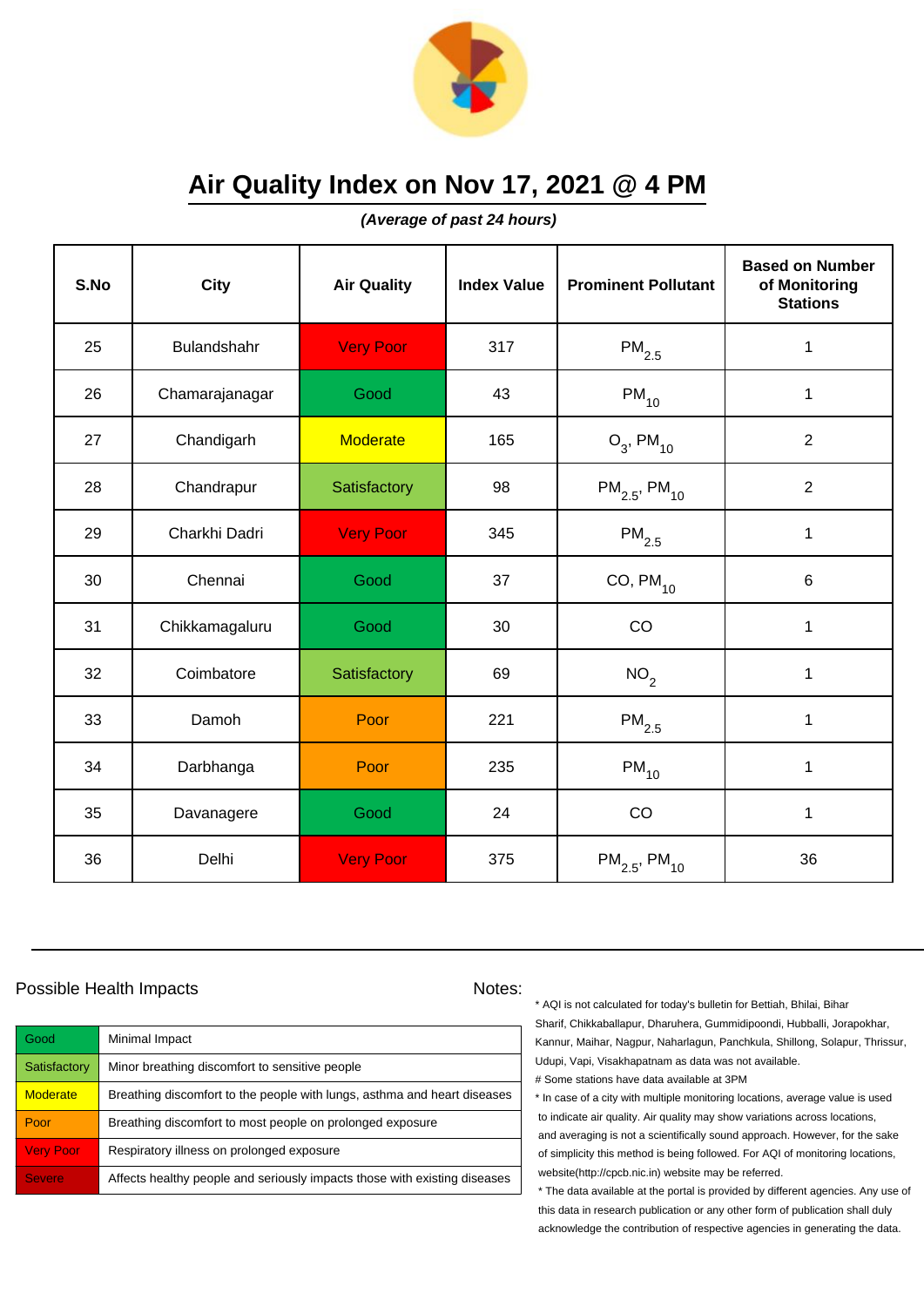# Air Quality Index on Nov 17, 2021 @ 4 PM

***(Average of past 24 hours)***

| S.No | City | Air Quality | Index Value | Prominent Pollutant | Based on Number of Monitoring Stations |
|---|---|---|---|---|---|
| 25 | Bulandshahr | Very Poor | 317 | $PM_{2.5}$ | 1 |
| 26 | Chamarajanagar | Good | 43 | $PM_{10}$ | 1 |
| 27 | Chandigarh | Moderate | 165 | $O_3$, $PM_{10}$ | 2 |
| 28 | Chandrapur | Satisfactory | 98 | $PM_{2.5}$, $PM_{10}$ | 2 |
| 29 | Charkhi Dadri | Very Poor | 345 | $PM_{2.5}$ | 1 |
| 30 | Chennai | Good | 37 | CO, $PM_{10}$ | 6 |
| 31 | Chikkamagaluru | Good | 30 | CO | 1 |
| 32 | Coimbatore | Satisfactory | 69 | $NO_2$ | 1 |
| 33 | Damoh | Poor | 221 | $PM_{2.5}$ | 1 |
| 34 | Darbhanga | Poor | 235 | $PM_{10}$ | 1 |
| 35 | Davanagere | Good | 24 | CO | 1 |
| 36 | Delhi | Very Poor | 375 | $PM_{2.5}$, $PM_{10}$ | 36 |

Possible Health Impacts

| | |
|---|---|
| Good | Minimal Impact |
| Satisfactory | Minor breathing discomfort to sensitive people |
| Moderate | Breathing discomfort to the people with lungs, asthma and heart diseases |
| Poor | Breathing discomfort to most people on prolonged exposure |
| Very Poor | Respiratory illness on prolonged exposure |
| Severe | Affects healthy people and seriously impacts those with existing diseases |

Notes:

* AQI is not calculated for today's bulletin for Bettiah, Bhilai, Bihar Sharif, Chikkaballapur, Dharuhera, Gummidipoondi, Hubballi, Jorapokhar, Kannur, Maihar, Nagpur, Naharlagun, Panchkula, Shillong, Solapur, Thrissur, Udupi, Vapi, Visakhapatnam as data was not available.

# Some stations have data available at 3PM

* In case of a city with multiple monitoring locations, average value is used to indicate air quality. Air quality may show variations across locations, and averaging is not a scientifically sound approach. However, for the sake of simplicity this method is being followed. For AQI of monitoring locations, website(http://cpcb.nic.in) website may be referred.

* The data available at the portal is provided by different agencies. Any use of this data in research publication or any other form of publication shall duly acknowledge the contribution of respective agencies in generating the data.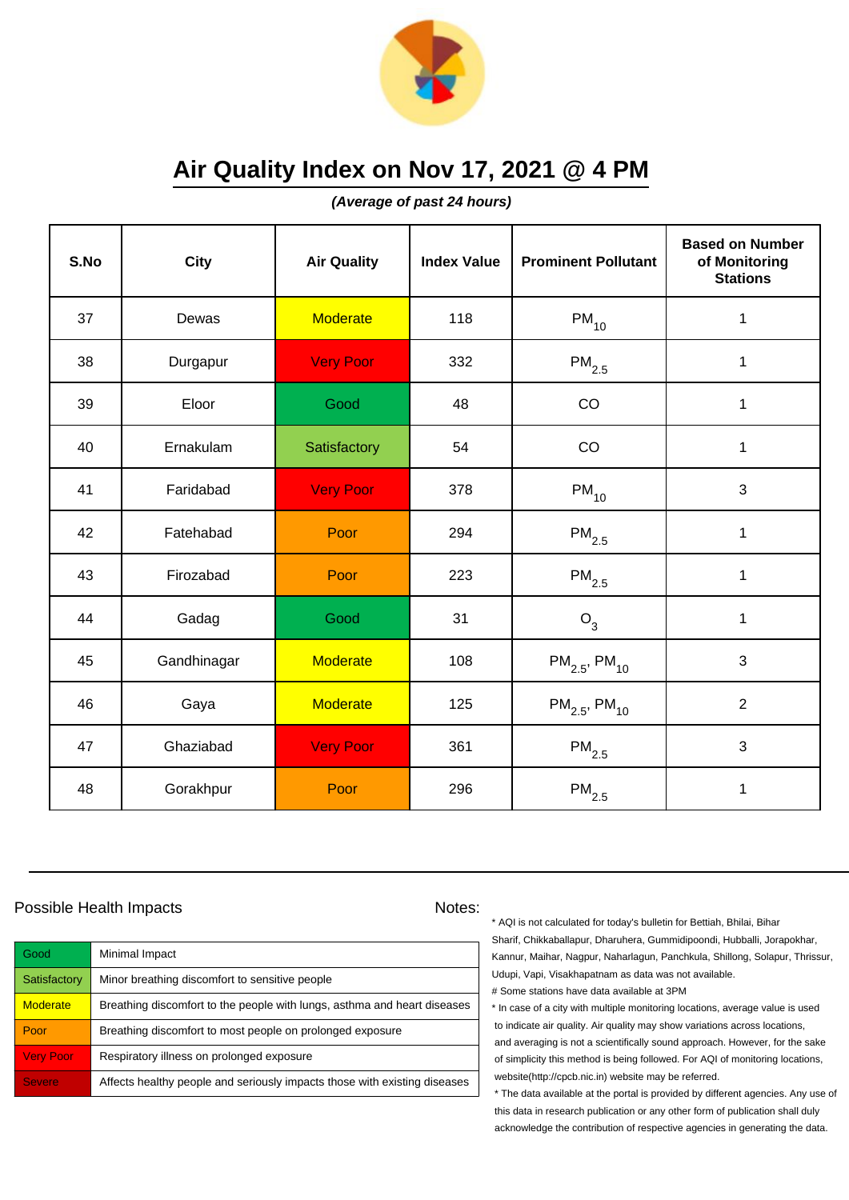# Air Quality Index on Nov 17, 2021 @ 4 PM

***(Average of past 24 hours)***

| S.No | City | Air Quality | Index Value | Prominent Pollutant | Based on Number of Monitoring Stations |
|---|---|---|---|---|---|
| 37 | Dewas | Moderate | 118 | $PM_{10}$ | 1 |
| 38 | Durgapur | Very Poor | 332 | $PM_{2.5}$ | 1 |
| 39 | Eloor | Good | 48 | CO | 1 |
| 40 | Ernakulam | Satisfactory | 54 | CO | 1 |
| 41 | Faridabad | Very Poor | 378 | $PM_{10}$ | 3 |
| 42 | Fatehabad | Poor | 294 | $PM_{2.5}$ | 1 |
| 43 | Firozabad | Poor | 223 | $PM_{2.5}$ | 1 |
| 44 | Gadag | Good | 31 | $O_3$ | 1 |
| 45 | Gandhinagar | Moderate | 108 | $PM_{2.5}$, $PM_{10}$ | 3 |
| 46 | Gaya | Moderate | 125 | $PM_{2.5}$, $PM_{10}$ | 2 |
| 47 | Ghaziabad | Very Poor | 361 | $PM_{2.5}$ | 3 |
| 48 | Gorakhpur | Poor | 296 | $PM_{2.5}$ | 1 |

Possible Health Impacts

| | |
|---|---|
| Good | Minimal Impact |
| Satisfactory | Minor breathing discomfort to sensitive people |
| Moderate | Breathing discomfort to the people with lungs, asthma and heart diseases |
| Poor | Breathing discomfort to most people on prolonged exposure |
| Very Poor | Respiratory illness on prolonged exposure |
| Severe | Affects healthy people and seriously impacts those with existing diseases |

Notes:

* AQI is not calculated for today's bulletin for Bettiah, Bhilai, Bihar Sharif, Chikkaballapur, Dharuhera, Gummidipoondi, Hubballi, Jorapokhar, Kannur, Maihar, Nagpur, Naharlagun, Panchkula, Shillong, Solapur, Thrissur, Udupi, Vapi, Visakhapatnam as data was not available.

# Some stations have data available at 3PM

* In case of a city with multiple monitoring locations, average value is used to indicate air quality. Air quality may show variations across locations, and averaging is not a scientifically sound approach. However, for the sake of simplicity this method is being followed. For AQI of monitoring locations, website(http://cpcb.nic.in) website may be referred.

* The data available at the portal is provided by different agencies. Any use of this data in research publication or any other form of publication shall duly acknowledge the contribution of respective agencies in generating the data.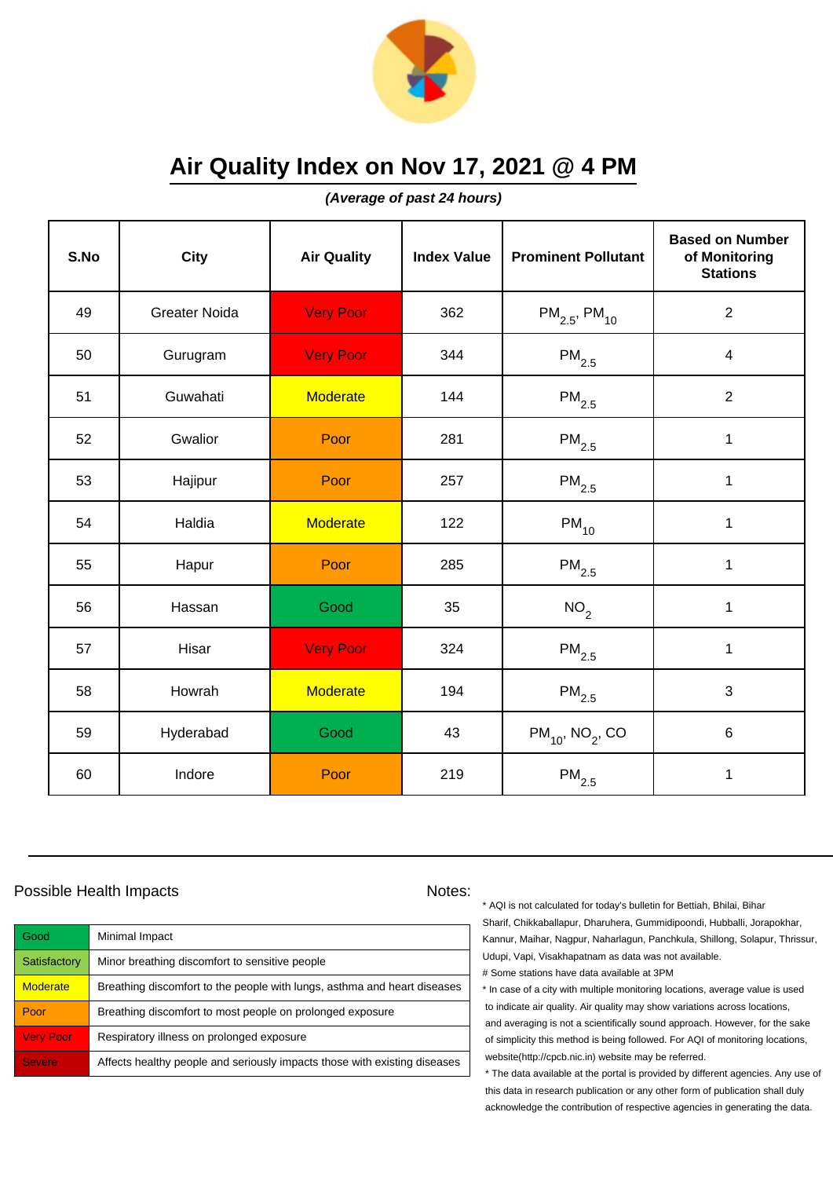# Air Quality Index on Nov 17, 2021 @ 4 PM

***(Average of past 24 hours)***

| S.No | City | Air Quality | Index Value | Prominent Pollutant | Based on Number of Monitoring Stations |
|---|---|---|---|---|---|
| 49 | Greater Noida | Very Poor | 362 | $PM_{2.5}$, $PM_{10}$ | 2 |
| 50 | Gurugram | Very Poor | 344 | $PM_{2.5}$ | 4 |
| 51 | Guwahati | Moderate | 144 | $PM_{2.5}$ | 2 |
| 52 | Gwalior | Poor | 281 | $PM_{2.5}$ | 1 |
| 53 | Hajipur | Poor | 257 | $PM_{2.5}$ | 1 |
| 54 | Haldia | Moderate | 122 | $PM_{10}$ | 1 |
| 55 | Hapur | Poor | 285 | $PM_{2.5}$ | 1 |
| 56 | Hassan | Good | 35 | $NO_2$ | 1 |
| 57 | Hisar | Very Poor | 324 | $PM_{2.5}$ | 1 |
| 58 | Howrah | Moderate | 194 | $PM_{2.5}$ | 3 |
| 59 | Hyderabad | Good | 43 | $PM_{10}$, $NO_2$, CO | 6 |
| 60 | Indore | Poor | 219 | $PM_{2.5}$ | 1 |

Possible Health Impacts

| | |
|---|---|
| Good | Minimal Impact |
| Satisfactory | Minor breathing discomfort to sensitive people |
| Moderate | Breathing discomfort to the people with lungs, asthma and heart diseases |
| Poor | Breathing discomfort to most people on prolonged exposure |
| Very Poor | Respiratory illness on prolonged exposure |
| Severe | Affects healthy people and seriously impacts those with existing diseases |

Notes:

* AQI is not calculated for today's bulletin for Bettiah, Bhilai, Bihar Sharif, Chikkaballapur, Dharuhera, Gummidipoondi, Hubballi, Jorapokhar, Kannur, Maihar, Nagpur, Naharlagun, Panchkula, Shillong, Solapur, Thrissur, Udupi, Vapi, Visakhapatnam as data was not available.

# Some stations have data available at 3PM

* In case of a city with multiple monitoring locations, average value is used to indicate air quality. Air quality may show variations across locations, and averaging is not a scientifically sound approach. However, for the sake of simplicity this method is being followed. For AQI of monitoring locations, website(http://cpcb.nic.in) website may be referred.

* The data available at the portal is provided by different agencies. Any use of this data in research publication or any other form of publication shall duly acknowledge the contribution of respective agencies in generating the data.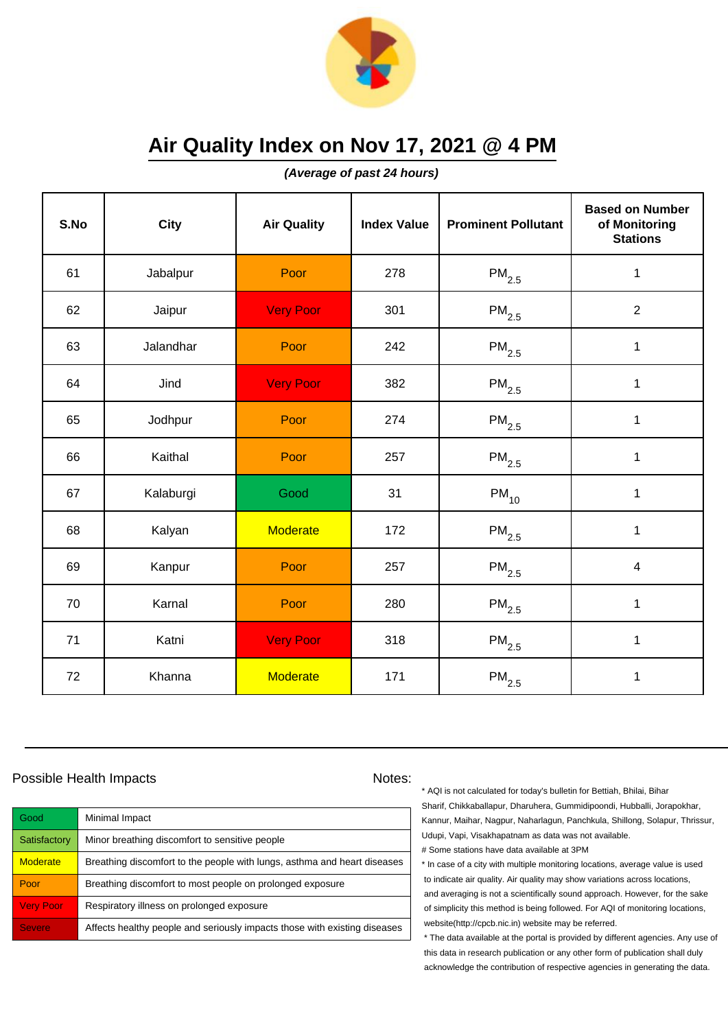# Air Quality Index on Nov 17, 2021 @ 4 PM

***(Average of past 24 hours)***

| S.No | City | Air Quality | Index Value | Prominent Pollutant | Based on Number of Monitoring Stations |
|---|---|---|---|---|---|
| 61 | Jabalpur | Poor | 278 | $PM_{2.5}$ | 1 |
| 62 | Jaipur | Very Poor | 301 | $PM_{2.5}$ | 2 |
| 63 | Jalandhar | Poor | 242 | $PM_{2.5}$ | 1 |
| 64 | Jind | Very Poor | 382 | $PM_{2.5}$ | 1 |
| 65 | Jodhpur | Poor | 274 | $PM_{2.5}$ | 1 |
| 66 | Kaithal | Poor | 257 | $PM_{2.5}$ | 1 |
| 67 | Kalaburgi | Good | 31 | $PM_{10}$ | 1 |
| 68 | Kalyan | Moderate | 172 | $PM_{2.5}$ | 1 |
| 69 | Kanpur | Poor | 257 | $PM_{2.5}$ | 4 |
| 70 | Karnal | Poor | 280 | $PM_{2.5}$ | 1 |
| 71 | Katni | Very Poor | 318 | $PM_{2.5}$ | 1 |
| 72 | Khanna | Moderate | 171 | $PM_{2.5}$ | 1 |

## Possible Health Impacts

| | |
|---|---|
| Good | Minimal Impact |
| Satisfactory | Minor breathing discomfort to sensitive people |
| Moderate | Breathing discomfort to the people with lungs, asthma and heart diseases |
| Poor | Breathing discomfort to most people on prolonged exposure |
| Very Poor | Respiratory illness on prolonged exposure |
| Severe | Affects healthy people and seriously impacts those with existing diseases |

## Notes:

* AQI is not calculated for today's bulletin for Bettiah, Bhilai, Bihar Sharif, Chikkaballapur, Dharuhera, Gummidipoondi, Hubballi, Jorapokhar, Kannur, Maihar, Nagpur, Naharlagun, Panchkula, Shillong, Solapur, Thrissur, Udupi, Vapi, Visakhapatnam as data was not available.

# Some stations have data available at 3PM

* In case of a city with multiple monitoring locations, average value is used to indicate air quality. Air quality may show variations across locations, and averaging is not a scientifically sound approach. However, for the sake of simplicity this method is being followed. For AQI of monitoring locations, website(http://cpcb.nic.in) website may be referred.

* The data available at the portal is provided by different agencies. Any use of this data in research publication or any other form of publication shall duly acknowledge the contribution of respective agencies in generating the data.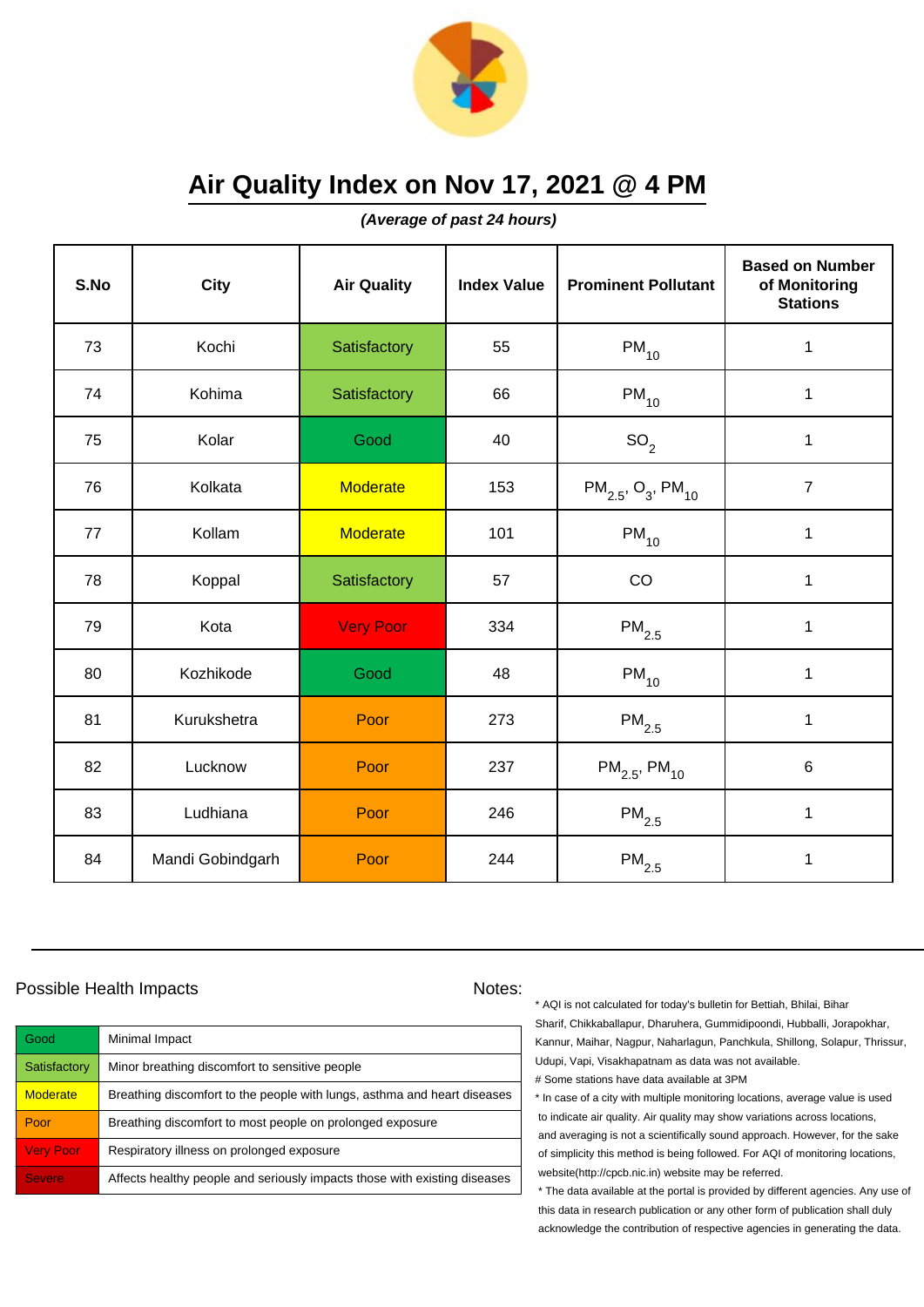# Air Quality Index on Nov 17, 2021 @ 4 PM

***(Average of past 24 hours)***

| S.No | City | Air Quality | Index Value | Prominent Pollutant | Based on Number of Monitoring Stations |
|---|---|---|---|---|---|
| 73 | Kochi | Satisfactory | 55 | $PM_{10}$ | 1 |
| 74 | Kohima | Satisfactory | 66 | $PM_{10}$ | 1 |
| 75 | Kolar | Good | 40 | $SO_2$ | 1 |
| 76 | Kolkata | Moderate | 153 | $PM_{2.5}$, $O_3$, $PM_{10}$ | 7 |
| 77 | Kollam | Moderate | 101 | $PM_{10}$ | 1 |
| 78 | Koppal | Satisfactory | 57 | CO | 1 |
| 79 | Kota | Very Poor | 334 | $PM_{2.5}$ | 1 |
| 80 | Kozhikode | Good | 48 | $PM_{10}$ | 1 |
| 81 | Kurukshetra | Poor | 273 | $PM_{2.5}$ | 1 |
| 82 | Lucknow | Poor | 237 | $PM_{2.5}$, $PM_{10}$ | 6 |
| 83 | Ludhiana | Poor | 246 | $PM_{2.5}$ | 1 |
| 84 | Mandi Gobindgarh | Poor | 244 | $PM_{2.5}$ | 1 |

Possible Health Impacts

| | |
|---|---|
| Good | Minimal Impact |
| Satisfactory | Minor breathing discomfort to sensitive people |
| Moderate | Breathing discomfort to the people with lungs, asthma and heart diseases |
| Poor | Breathing discomfort to most people on prolonged exposure |
| Very Poor | Respiratory illness on prolonged exposure |
| Severe | Affects healthy people and seriously impacts those with existing diseases |

Notes:

* AQI is not calculated for today's bulletin for Bettiah, Bhilai, Bihar Sharif, Chikkaballapur, Dharuhera, Gummidipoondi, Hubballi, Jorapokhar, Kannur, Maihar, Nagpur, Naharlagun, Panchkula, Shillong, Solapur, Thrissur, Udupi, Vapi, Visakhapatnam as data was not available.

# Some stations have data available at 3PM

* In case of a city with multiple monitoring locations, average value is used to indicate air quality. Air quality may show variations across locations, and averaging is not a scientifically sound approach. However, for the sake of simplicity this method is being followed. For AQI of monitoring locations, website(http://cpcb.nic.in) website may be referred.

* The data available at the portal is provided by different agencies. Any use of this data in research publication or any other form of publication shall duly acknowledge the contribution of respective agencies in generating the data.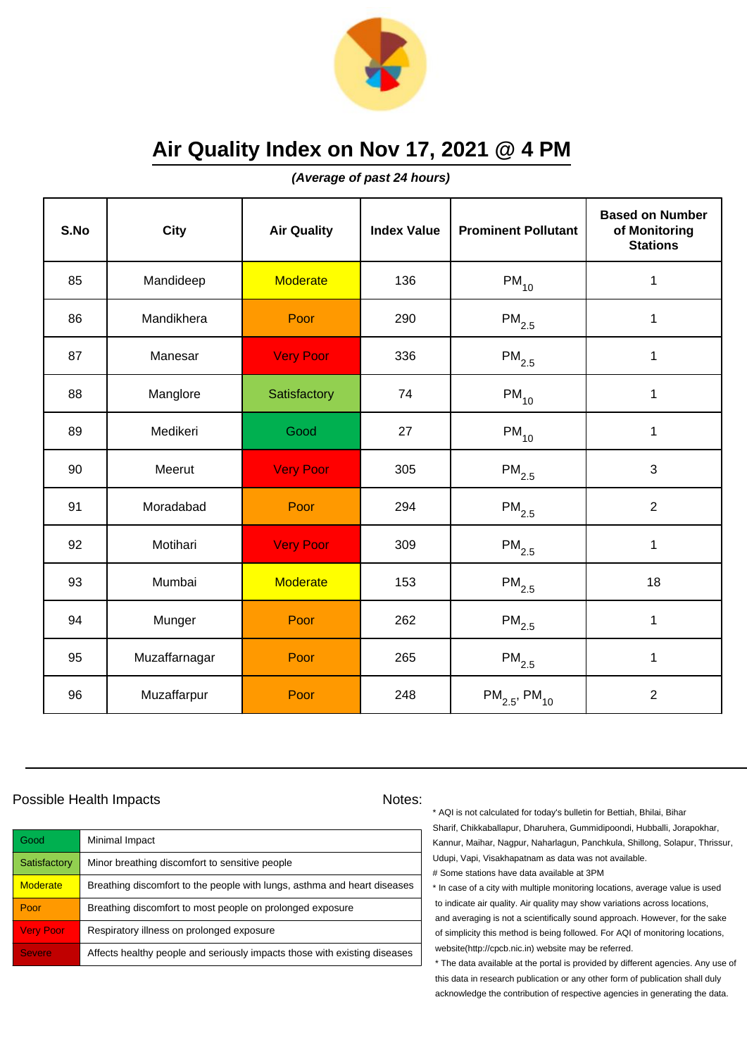# Air Quality Index on Nov 17, 2021 @ 4 PM

***(Average of past 24 hours)***

| S.No | City | Air Quality | Index Value | Prominent Pollutant | Based on Number of Monitoring Stations |
|---|---|---|---|---|---|
| 85 | Mandideep | Moderate | 136 | $PM_{10}$ | 1 |
| 86 | Mandikhera | Poor | 290 | $PM_{2.5}$ | 1 |
| 87 | Manesar | Very Poor | 336 | $PM_{2.5}$ | 1 |
| 88 | Manglore | Satisfactory | 74 | $PM_{10}$ | 1 |
| 89 | Medikeri | Good | 27 | $PM_{10}$ | 1 |
| 90 | Meerut | Very Poor | 305 | $PM_{2.5}$ | 3 |
| 91 | Moradabad | Poor | 294 | $PM_{2.5}$ | 2 |
| 92 | Motihari | Very Poor | 309 | $PM_{2.5}$ | 1 |
| 93 | Mumbai | Moderate | 153 | $PM_{2.5}$ | 18 |
| 94 | Munger | Poor | 262 | $PM_{2.5}$ | 1 |
| 95 | Muzaffarnagar | Poor | 265 | $PM_{2.5}$ | 1 |
| 96 | Muzaffarpur | Poor | 248 | $PM_{2.5}$, $PM_{10}$ | 2 |

Possible Health Impacts

| | |
|---|---|
| Good | Minimal Impact |
| Satisfactory | Minor breathing discomfort to sensitive people |
| Moderate | Breathing discomfort to the people with lungs, asthma and heart diseases |
| Poor | Breathing discomfort to most people on prolonged exposure |
| Very Poor | Respiratory illness on prolonged exposure |
| Severe | Affects healthy people and seriously impacts those with existing diseases |

Notes:

* AQI is not calculated for today's bulletin for Bettiah, Bhilai, Bihar Sharif, Chikkaballapur, Dharuhera, Gummidipoondi, Hubballi, Jorapokhar, Kannur, Maihar, Nagpur, Naharlagun, Panchkula, Shillong, Solapur, Thrissur, Udupi, Vapi, Visakhapatnam as data was not available.

# Some stations have data available at 3PM

* In case of a city with multiple monitoring locations, average value is used to indicate air quality. Air quality may show variations across locations, and averaging is not a scientifically sound approach. However, for the sake of simplicity this method is being followed. For AQI of monitoring locations, website(http://cpcb.nic.in) website may be referred.

* The data available at the portal is provided by different agencies. Any use of this data in research publication or any other form of publication shall duly acknowledge the contribution of respective agencies in generating the data.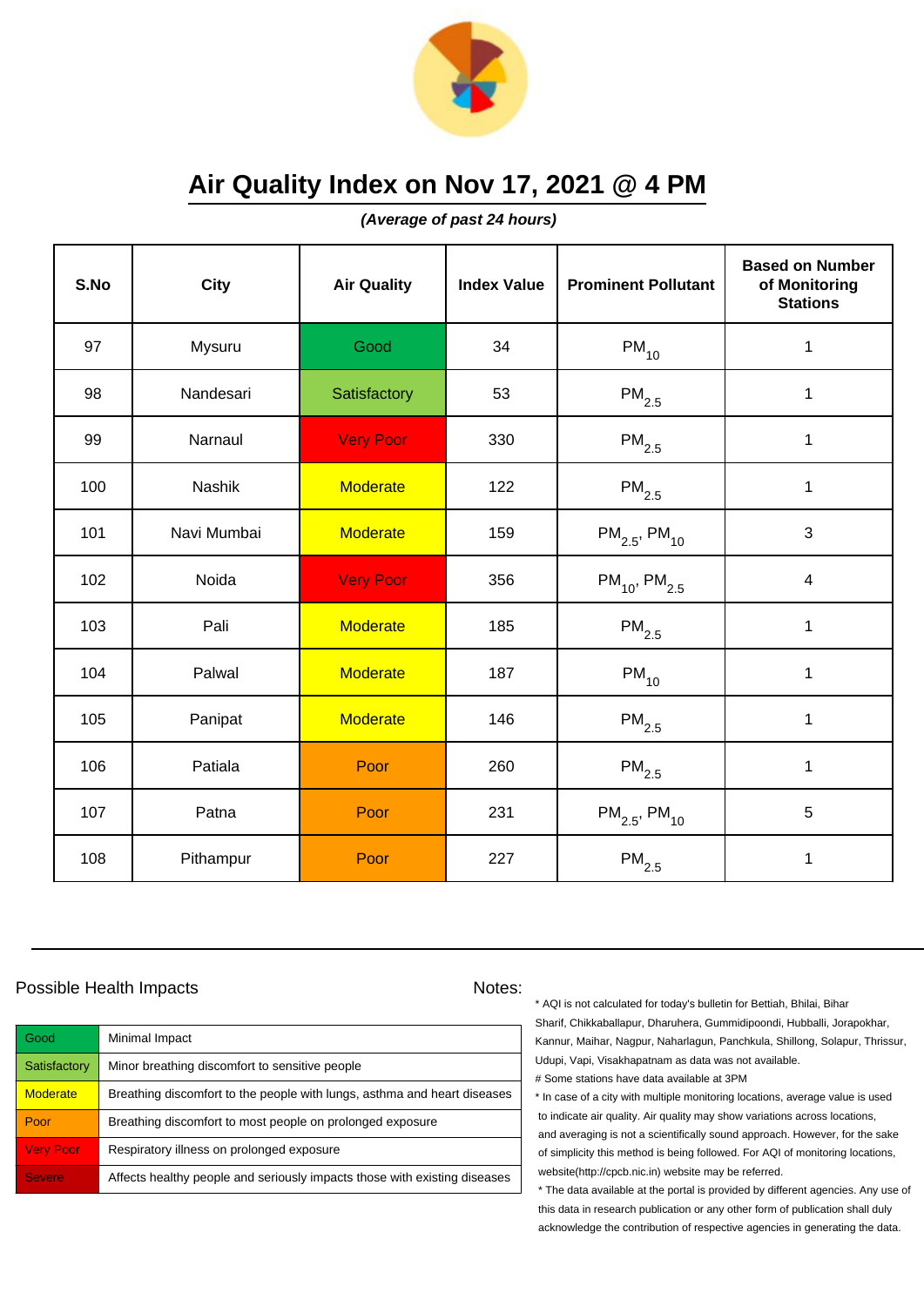# Air Quality Index on Nov 17, 2021 @ 4 PM

***(Average of past 24 hours)***

| S.No | City | Air Quality | Index Value | Prominent Pollutant | Based on Number of Monitoring Stations |
|---|---|---|---|---|---|
| 97 | Mysuru | Good | 34 | $PM_{10}$ | 1 |
| 98 | Nandesari | Satisfactory | 53 | $PM_{2.5}$ | 1 |
| 99 | Narnaul | Very Poor | 330 | $PM_{2.5}$ | 1 |
| 100 | Nashik | Moderate | 122 | $PM_{2.5}$ | 1 |
| 101 | Navi Mumbai | Moderate | 159 | $PM_{2.5}$, $PM_{10}$ | 3 |
| 102 | Noida | Very Poor | 356 | $PM_{10}$, $PM_{2.5}$ | 4 |
| 103 | Pali | Moderate | 185 | $PM_{2.5}$ | 1 |
| 104 | Palwal | Moderate | 187 | $PM_{10}$ | 1 |
| 105 | Panipat | Moderate | 146 | $PM_{2.5}$ | 1 |
| 106 | Patiala | Poor | 260 | $PM_{2.5}$ | 1 |
| 107 | Patna | Poor | 231 | $PM_{2.5}$, $PM_{10}$ | 5 |
| 108 | Pithampur | Poor | 227 | $PM_{2.5}$ | 1 |

Possible Health Impacts

| | |
|---|---|
| Good | Minimal Impact |
| Satisfactory | Minor breathing discomfort to sensitive people |
| Moderate | Breathing discomfort to the people with lungs, asthma and heart diseases |
| Poor | Breathing discomfort to most people on prolonged exposure |
| Very Poor | Respiratory illness on prolonged exposure |
| Severe | Affects healthy people and seriously impacts those with existing diseases |

Notes:

* AQI is not calculated for today's bulletin for Bettiah, Bhilai, Bihar Sharif, Chikkaballapur, Dharuhera, Gummidipoondi, Hubballi, Jorapokhar, Kannur, Maihar, Nagpur, Naharlagun, Panchkula, Shillong, Solapur, Thrissur, Udupi, Vapi, Visakhapatnam as data was not available.

# Some stations have data available at 3PM

* In case of a city with multiple monitoring locations, average value is used to indicate air quality. Air quality may show variations across locations, and averaging is not a scientifically sound approach. However, for the sake of simplicity this method is being followed. For AQI of monitoring locations, website(http://cpcb.nic.in) website may be referred.

* The data available at the portal is provided by different agencies. Any use of this data in research publication or any other form of publication shall duly acknowledge the contribution of respective agencies in generating the data.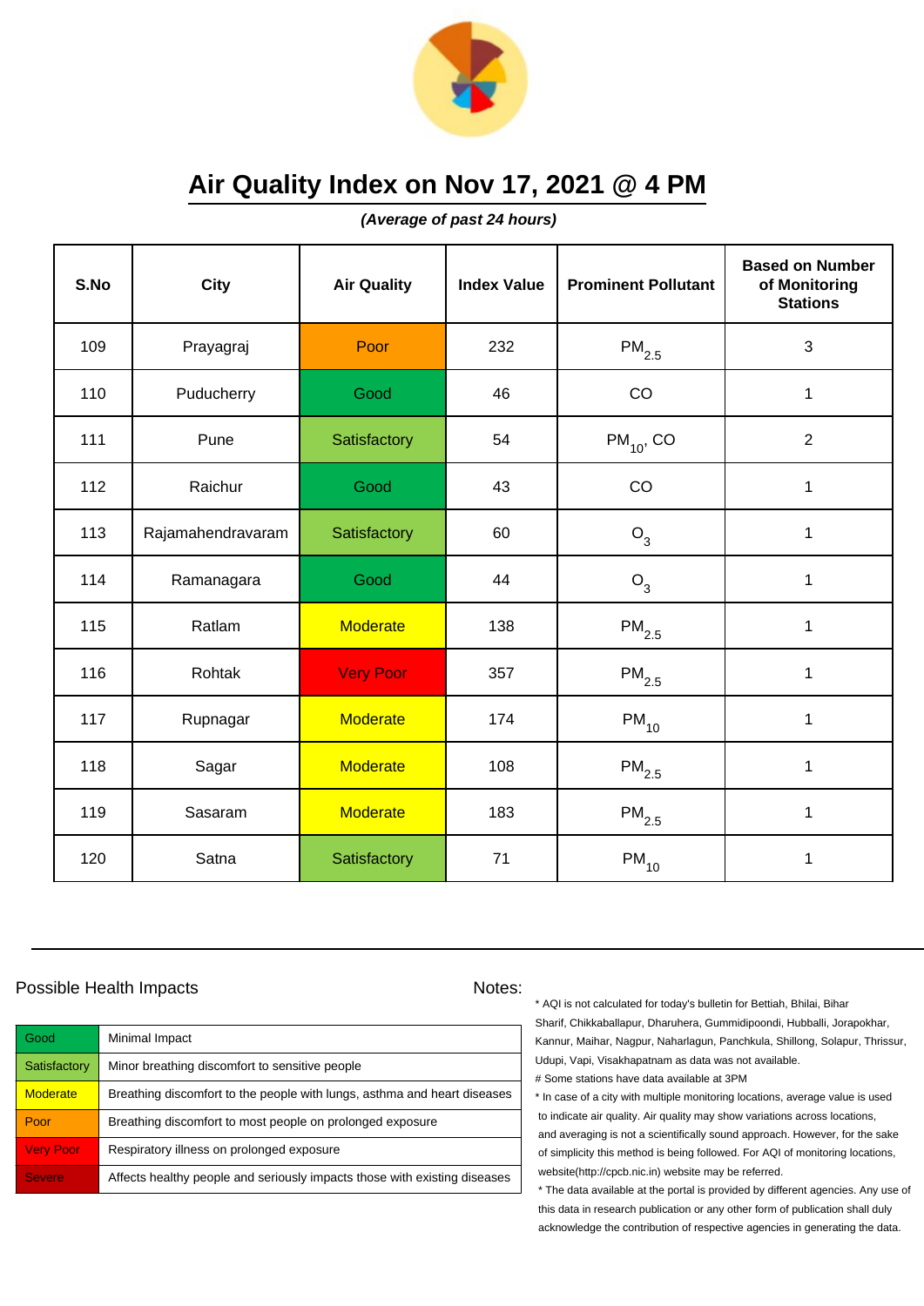# Air Quality Index on Nov 17, 2021 @ 4 PM

***(Average of past 24 hours)***

| S.No | City | Air Quality | Index Value | Prominent Pollutant | Based on Number of Monitoring Stations |
|---|---|---|---|---|---|
| 109 | Prayagraj | Poor | 232 | $PM_{2.5}$ | 3 |
| 110 | Puducherry | Good | 46 | CO | 1 |
| 111 | Pune | Satisfactory | 54 | $PM_{10}$, CO | 2 |
| 112 | Raichur | Good | 43 | CO | 1 |
| 113 | Rajamahendravaram | Satisfactory | 60 | $O_3$ | 1 |
| 114 | Ramanagara | Good | 44 | $O_3$ | 1 |
| 115 | Ratlam | Moderate | 138 | $PM_{2.5}$ | 1 |
| 116 | Rohtak | Very Poor | 357 | $PM_{2.5}$ | 1 |
| 117 | Rupnagar | Moderate | 174 | $PM_{10}$ | 1 |
| 118 | Sagar | Moderate | 108 | $PM_{2.5}$ | 1 |
| 119 | Sasaram | Moderate | 183 | $PM_{2.5}$ | 1 |
| 120 | Satna | Satisfactory | 71 | $PM_{10}$ | 1 |

## Possible Health Impacts

| | |
|---|---|
| Good | Minimal Impact |
| Satisfactory | Minor breathing discomfort to sensitive people |
| Moderate | Breathing discomfort to the people with lungs, asthma and heart diseases |
| Poor | Breathing discomfort to most people on prolonged exposure |
| Very Poor | Respiratory illness on prolonged exposure |
| Severe | Affects healthy people and seriously impacts those with existing diseases |

## Notes:

* AQI is not calculated for today's bulletin for Bettiah, Bhilai, Bihar Sharif, Chikkaballapur, Dharuhera, Gummidipoondi, Hubballi, Jorapokhar, Kannur, Maihar, Nagpur, Naharlagun, Panchkula, Shillong, Solapur, Thrissur, Udupi, Vapi, Visakhapatnam as data was not available.

# Some stations have data available at 3PM

* In case of a city with multiple monitoring locations, average value is used to indicate air quality. Air quality may show variations across locations, and averaging is not a scientifically sound approach. However, for the sake of simplicity this method is being followed. For AQI of monitoring locations, website(http://cpcb.nic.in) website may be referred.

* The data available at the portal is provided by different agencies. Any use of this data in research publication or any other form of publication shall duly acknowledge the contribution of respective agencies in generating the data.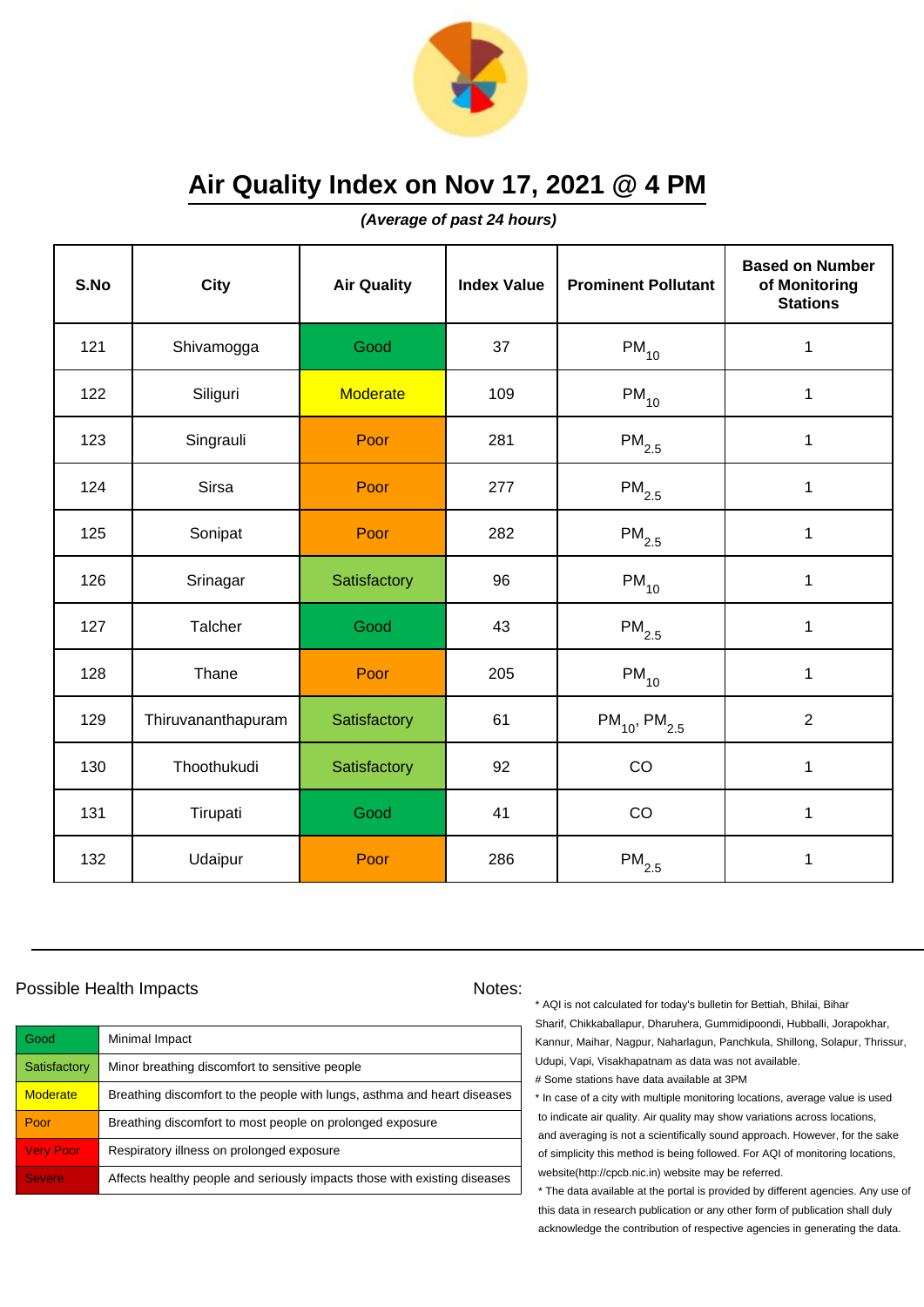# Air Quality Index on Nov 17, 2021 @ 4 PM

***(Average of past 24 hours)***

| S.No | City | Air Quality | Index Value | Prominent Pollutant | Based on Number of Monitoring Stations |
|---|---|---|---|---|---|
| 121 | Shivamogga | Good | 37 | $PM_{10}$ | 1 |
| 122 | Siliguri | Moderate | 109 | $PM_{10}$ | 1 |
| 123 | Singrauli | Poor | 281 | $PM_{2.5}$ | 1 |
| 124 | Sirsa | Poor | 277 | $PM_{2.5}$ | 1 |
| 125 | Sonipat | Poor | 282 | $PM_{2.5}$ | 1 |
| 126 | Srinagar | Satisfactory | 96 | $PM_{10}$ | 1 |
| 127 | Talcher | Good | 43 | $PM_{2.5}$ | 1 |
| 128 | Thane | Poor | 205 | $PM_{10}$ | 1 |
| 129 | Thiruvananthapuram | Satisfactory | 61 | $PM_{10}$, $PM_{2.5}$ | 2 |
| 130 | Thoothukudi | Satisfactory | 92 | CO | 1 |
| 131 | Tirupati | Good | 41 | CO | 1 |
| 132 | Udaipur | Poor | 286 | $PM_{2.5}$ | 1 |

## Possible Health Impacts

| | |
|---|---|
| Good | Minimal Impact |
| Satisfactory | Minor breathing discomfort to sensitive people |
| Moderate | Breathing discomfort to the people with lungs, asthma and heart diseases |
| Poor | Breathing discomfort to most people on prolonged exposure |
| Very Poor | Respiratory illness on prolonged exposure |
| Severe | Affects healthy people and seriously impacts those with existing diseases |

## Notes:

* AQI is not calculated for today's bulletin for Bettiah, Bhilai, Bihar Sharif, Chikkaballapur, Dharuhera, Gummidipoondi, Hubballi, Jorapokhar, Kannur, Maihar, Nagpur, Naharlagun, Panchkula, Shillong, Solapur, Thrissur, Udupi, Vapi, Visakhapatnam as data was not available.

# Some stations have data available at 3PM

* In case of a city with multiple monitoring locations, average value is used to indicate air quality. Air quality may show variations across locations, and averaging is not a scientifically sound approach. However, for the sake of simplicity this method is being followed. For AQI of monitoring locations, website(http://cpcb.nic.in) website may be referred.

* The data available at the portal is provided by different agencies. Any use of this data in research publication or any other form of publication shall duly acknowledge the contribution of respective agencies in generating the data.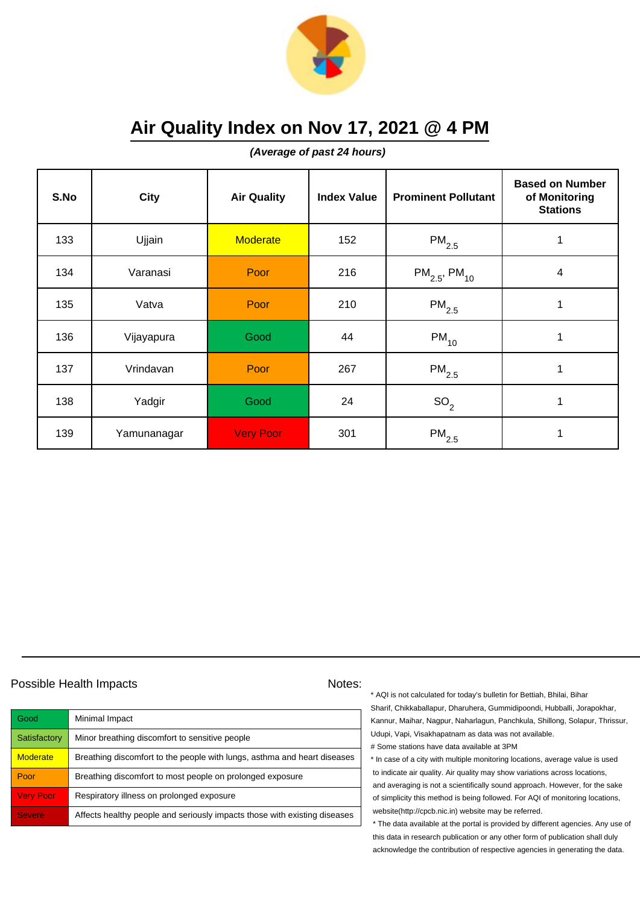# Air Quality Index on Nov 17, 2021 @ 4 PM

***(Average of past 24 hours)***

| S.No | City | Air Quality | Index Value | Prominent Pollutant | Based on Number of Monitoring Stations |
|---|---|---|---|---|---|
| 133 | Ujjain | Moderate | 152 | $PM_{2.5}$ | 1 |
| 134 | Varanasi | Poor | 216 | $PM_{2.5}$, $PM_{10}$ | 4 |
| 135 | Vatva | Poor | 210 | $PM_{2.5}$ | 1 |
| 136 | Vijayapura | Good | 44 | $PM_{10}$ | 1 |
| 137 | Vrindavan | Poor | 267 | $PM_{2.5}$ | 1 |
| 138 | Yadgir | Good | 24 | $SO_2$ | 1 |
| 139 | Yamunanagar | Very Poor | 301 | $PM_{2.5}$ | 1 |

## Possible Health Impacts

| | |
|---|---|
| Good | Minimal Impact |
| Satisfactory | Minor breathing discomfort to sensitive people |
| Moderate | Breathing discomfort to the people with lungs, asthma and heart diseases |
| Poor | Breathing discomfort to most people on prolonged exposure |
| Very Poor | Respiratory illness on prolonged exposure |
| Severe | Affects healthy people and seriously impacts those with existing diseases |

## Notes:

* AQI is not calculated for today's bulletin for Bettiah, Bhilai, Bihar Sharif, Chikkaballapur, Dharuhera, Gummidipoondi, Hubballi, Jorapokhar, Kannur, Maihar, Nagpur, Naharlagun, Panchkula, Shillong, Solapur, Thrissur, Udupi, Vapi, Visakhapatnam as data was not available.

# Some stations have data available at 3PM

* In case of a city with multiple monitoring locations, average value is used to indicate air quality. Air quality may show variations across locations, and averaging is not a scientifically sound approach. However, for the sake of simplicity this method is being followed. For AQI of monitoring locations, website(http://cpcb.nic.in) website may be referred.

* The data available at the portal is provided by different agencies. Any use of this data in research publication or any other form of publication shall duly acknowledge the contribution of respective agencies in generating the data.